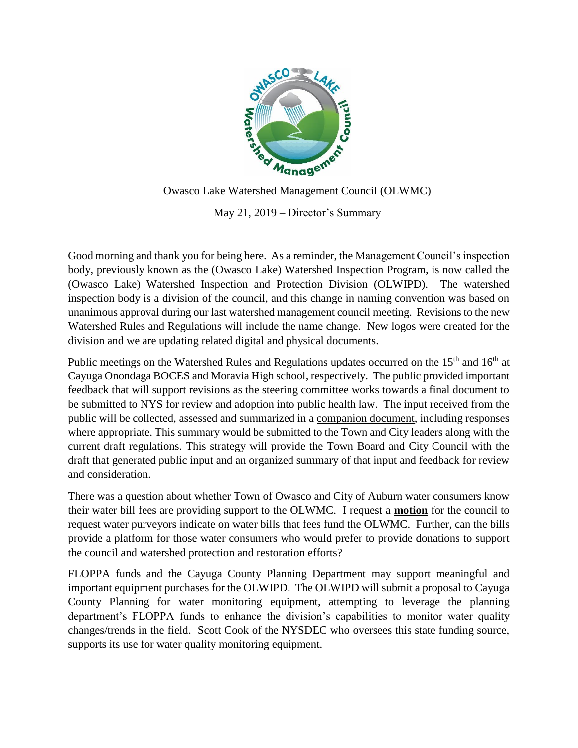Owasco Lake Watershed Management Council (OLWMC)

May 21, 2019 – Director's Summary

Good morning and thank you for being here. As a reminder, the Management Council's inspection body, previously known as the (Owasco Lake) Watershed Inspection Program, is now called the (Owasco Lake) Watershed Inspection and Protection Division (OLWIPD). The watershed inspection body is a division of the council, and this change in naming convention was based on unanimous approval during our last watershed management council meeting. Revisions to the new Watershed Rules and Regulations will include the name change. New logos were created for the division and we are updating related digital and physical documents.

Public meetings on the Watershed Rules and Regulations updates occurred on the 15th and 16th at Cayuga Onondaga BOCES and Moravia High school, respectively. The public provided important feedback that will support revisions as the steering committee works towards a final document to be submitted to NYS for review and adoption into public health law. The input received from the public will be collected, assessed and summarized in a companion document, including responses where appropriate. This summary would be submitted to the Town and City leaders along with the current draft regulations. This strategy will provide the Town Board and City Council with the draft that generated public input and an organized summary of that input and feedback for review and consideration.

There was a question about whether Town of Owasco and City of Auburn water consumers know their water bill fees are providing support to the OLWMC. I request a **motion** for the council to request water purveyors indicate on water bills that fees fund the OLWMC. Further, can the bills provide a platform for those water consumers who would prefer to provide donations to support the council and watershed protection and restoration efforts?

FLOPPA funds and the Cayuga County Planning Department may support meaningful and important equipment purchases for the OLWIPD. The OLWIPD will submit a proposal to Cayuga County Planning for water monitoring equipment, attempting to leverage the planning department's FLOPPA funds to enhance the division's capabilities to monitor water quality changes/trends in the field. Scott Cook of the NYSDEC who oversees this state funding source, supports its use for water quality monitoring equipment.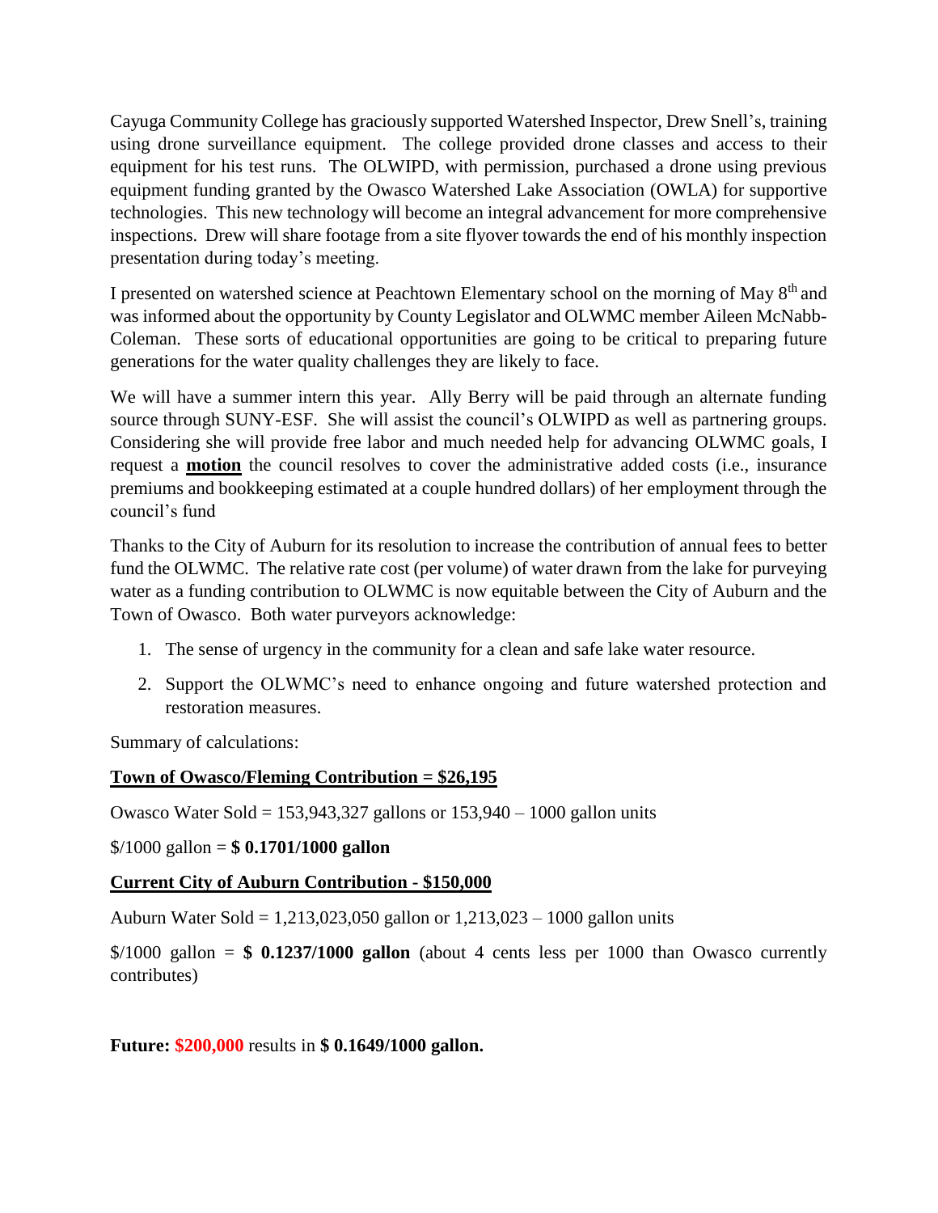Cayuga Community College has graciously supported Watershed Inspector, Drew Snell's, training using drone surveillance equipment. The college provided drone classes and access to their equipment for his test runs. The OLWIPD, with permission, purchased a drone using previous equipment funding granted by the Owasco Watershed Lake Association (OWLA) for supportive technologies. This new technology will become an integral advancement for more comprehensive inspections. Drew will share footage from a site flyover towards the end of his monthly inspection presentation during today's meeting.

I presented on watershed science at Peachtown Elementary school on the morning of May 8th and was informed about the opportunity by County Legislator and OLWMC member Aileen McNabb-Coleman. These sorts of educational opportunities are going to be critical to preparing future generations for the water quality challenges they are likely to face.

We will have a summer intern this year. Ally Berry will be paid through an alternate funding source through SUNY-ESF. She will assist the council's OLWIPD as well as partnering groups. Considering she will provide free labor and much needed help for advancing OLWMC goals, I request a **motion** the council resolves to cover the administrative added costs (i.e., insurance premiums and bookkeeping estimated at a couple hundred dollars) of her employment through the council's fund

Thanks to the City of Auburn for its resolution to increase the contribution of annual fees to better fund the OLWMC. The relative rate cost (per volume) of water drawn from the lake for purveying water as a funding contribution to OLWMC is now equitable between the City of Auburn and the Town of Owasco. Both water purveyors acknowledge:

1. The sense of urgency in the community for a clean and safe lake water resource.
2. Support the OLWMC's need to enhance ongoing and future watershed protection and restoration measures.

Summary of calculations:

**Town of Owasco/Fleming Contribution = $26,195**

Owasco Water Sold = 153,943,327 gallons or 153,940 – 1000 gallon units

$/1000 gallon = **$ 0.1701/1000 gallon**

**Current City of Auburn Contribution - $150,000**

Auburn Water Sold = 1,213,023,050 gallon or 1,213,023 – 1000 gallon units

$/1000 gallon = **$ 0.1237/1000 gallon** (about 4 cents less per 1000 than Owasco currently contributes)

**Future: $200,000** results in **$ 0.1649/1000 gallon.**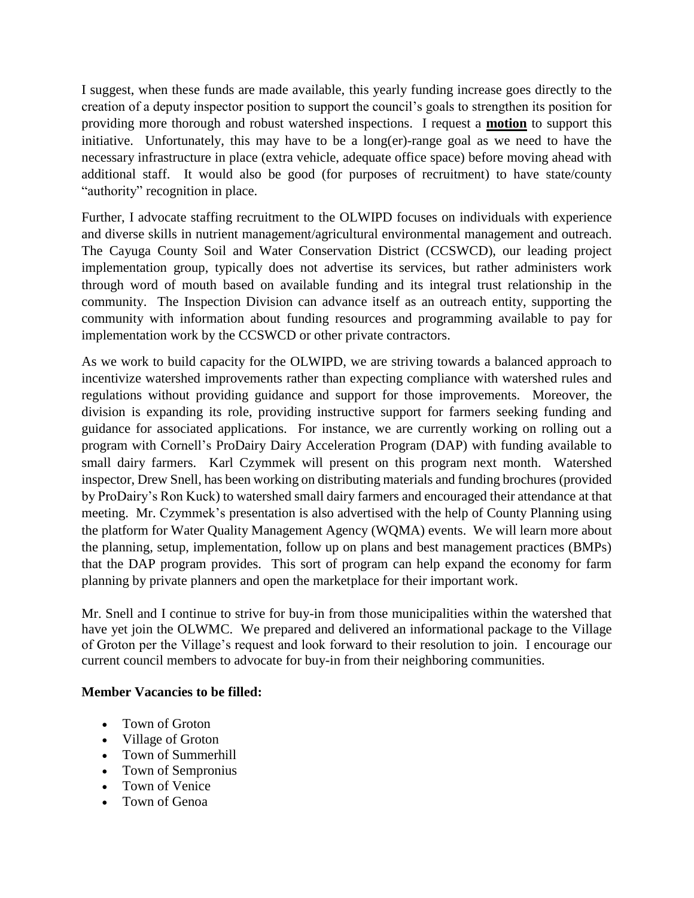I suggest, when these funds are made available, this yearly funding increase goes directly to the creation of a deputy inspector position to support the council's goals to strengthen its position for providing more thorough and robust watershed inspections. I request a **motion** to support this initiative. Unfortunately, this may have to be a long(er)-range goal as we need to have the necessary infrastructure in place (extra vehicle, adequate office space) before moving ahead with additional staff. It would also be good (for purposes of recruitment) to have state/county "authority" recognition in place.

Further, I advocate staffing recruitment to the OLWIPD focuses on individuals with experience and diverse skills in nutrient management/agricultural environmental management and outreach. The Cayuga County Soil and Water Conservation District (CCSWCD), our leading project implementation group, typically does not advertise its services, but rather administers work through word of mouth based on available funding and its integral trust relationship in the community. The Inspection Division can advance itself as an outreach entity, supporting the community with information about funding resources and programming available to pay for implementation work by the CCSWCD or other private contractors.

As we work to build capacity for the OLWIPD, we are striving towards a balanced approach to incentivize watershed improvements rather than expecting compliance with watershed rules and regulations without providing guidance and support for those improvements. Moreover, the division is expanding its role, providing instructive support for farmers seeking funding and guidance for associated applications. For instance, we are currently working on rolling out a program with Cornell's ProDairy Dairy Acceleration Program (DAP) with funding available to small dairy farmers. Karl Czymmek will present on this program next month. Watershed inspector, Drew Snell, has been working on distributing materials and funding brochures (provided by ProDairy's Ron Kuck) to watershed small dairy farmers and encouraged their attendance at that meeting. Mr. Czymmek's presentation is also advertised with the help of County Planning using the platform for Water Quality Management Agency (WQMA) events. We will learn more about the planning, setup, implementation, follow up on plans and best management practices (BMPs) that the DAP program provides. This sort of program can help expand the economy for farm planning by private planners and open the marketplace for their important work.

Mr. Snell and I continue to strive for buy-in from those municipalities within the watershed that have yet join the OLWMC. We prepared and delivered an informational package to the Village of Groton per the Village's request and look forward to their resolution to join. I encourage our current council members to advocate for buy-in from their neighboring communities.

**Member Vacancies to be filled:**

- Town of Groton
- Village of Groton
- Town of Summerhill
- Town of Sempronius
- Town of Venice
- Town of Genoa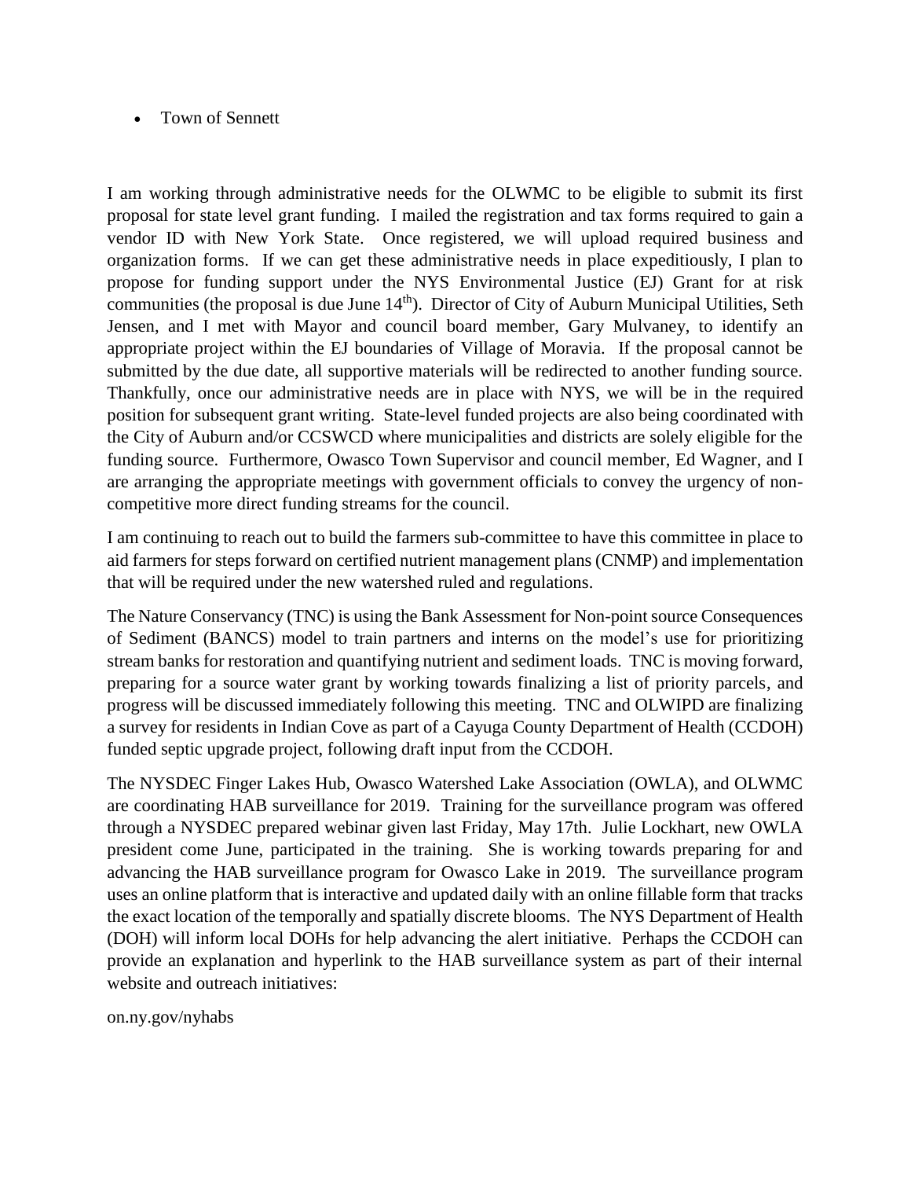- Town of Sennett

I am working through administrative needs for the OLWMC to be eligible to submit its first proposal for state level grant funding. I mailed the registration and tax forms required to gain a vendor ID with New York State. Once registered, we will upload required business and organization forms. If we can get these administrative needs in place expeditiously, I plan to propose for funding support under the NYS Environmental Justice (EJ) Grant for at risk communities (the proposal is due June 14th). Director of City of Auburn Municipal Utilities, Seth Jensen, and I met with Mayor and council board member, Gary Mulvaney, to identify an appropriate project within the EJ boundaries of Village of Moravia. If the proposal cannot be submitted by the due date, all supportive materials will be redirected to another funding source. Thankfully, once our administrative needs are in place with NYS, we will be in the required position for subsequent grant writing. State-level funded projects are also being coordinated with the City of Auburn and/or CCSWCD where municipalities and districts are solely eligible for the funding source. Furthermore, Owasco Town Supervisor and council member, Ed Wagner, and I are arranging the appropriate meetings with government officials to convey the urgency of non-competitive more direct funding streams for the council.

I am continuing to reach out to build the farmers sub-committee to have this committee in place to aid farmers for steps forward on certified nutrient management plans (CNMP) and implementation that will be required under the new watershed ruled and regulations.

The Nature Conservancy (TNC) is using the Bank Assessment for Non-point source Consequences of Sediment (BANCS) model to train partners and interns on the model's use for prioritizing stream banks for restoration and quantifying nutrient and sediment loads. TNC is moving forward, preparing for a source water grant by working towards finalizing a list of priority parcels, and progress will be discussed immediately following this meeting. TNC and OLWIPD are finalizing a survey for residents in Indian Cove as part of a Cayuga County Department of Health (CCDOH) funded septic upgrade project, following draft input from the CCDOH.

The NYSDEC Finger Lakes Hub, Owasco Watershed Lake Association (OWLA), and OLWMC are coordinating HAB surveillance for 2019. Training for the surveillance program was offered through a NYSDEC prepared webinar given last Friday, May 17th. Julie Lockhart, new OWLA president come June, participated in the training. She is working towards preparing for and advancing the HAB surveillance program for Owasco Lake in 2019. The surveillance program uses an online platform that is interactive and updated daily with an online fillable form that tracks the exact location of the temporally and spatially discrete blooms. The NYS Department of Health (DOH) will inform local DOHs for help advancing the alert initiative. Perhaps the CCDOH can provide an explanation and hyperlink to the HAB surveillance system as part of their internal website and outreach initiatives:

on.ny.gov/nyhabs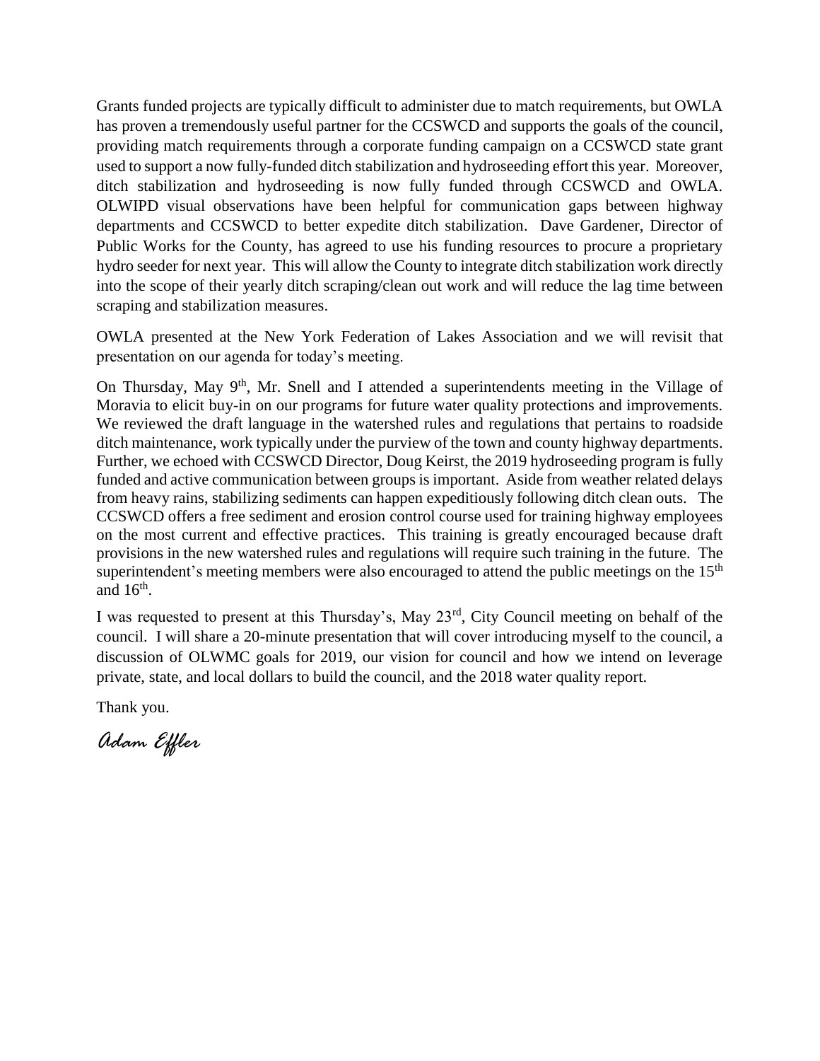Grants funded projects are typically difficult to administer due to match requirements, but OWLA has proven a tremendously useful partner for the CCSWCD and supports the goals of the council, providing match requirements through a corporate funding campaign on a CCSWCD state grant used to support a now fully-funded ditch stabilization and hydroseeding effort this year. Moreover, ditch stabilization and hydroseeding is now fully funded through CCSWCD and OWLA. OLWIPD visual observations have been helpful for communication gaps between highway departments and CCSWCD to better expedite ditch stabilization. Dave Gardener, Director of Public Works for the County, has agreed to use his funding resources to procure a proprietary hydro seeder for next year. This will allow the County to integrate ditch stabilization work directly into the scope of their yearly ditch scraping/clean out work and will reduce the lag time between scraping and stabilization measures.

OWLA presented at the New York Federation of Lakes Association and we will revisit that presentation on our agenda for today's meeting.

On Thursday, May 9th, Mr. Snell and I attended a superintendents meeting in the Village of Moravia to elicit buy-in on our programs for future water quality protections and improvements. We reviewed the draft language in the watershed rules and regulations that pertains to roadside ditch maintenance, work typically under the purview of the town and county highway departments. Further, we echoed with CCSWCD Director, Doug Keirst, the 2019 hydroseeding program is fully funded and active communication between groups is important. Aside from weather related delays from heavy rains, stabilizing sediments can happen expeditiously following ditch clean outs. The CCSWCD offers a free sediment and erosion control course used for training highway employees on the most current and effective practices. This training is greatly encouraged because draft provisions in the new watershed rules and regulations will require such training in the future. The superintendent's meeting members were also encouraged to attend the public meetings on the 15th and 16th.

I was requested to present at this Thursday's, May 23rd, City Council meeting on behalf of the council. I will share a 20-minute presentation that will cover introducing myself to the council, a discussion of OLWMC goals for 2019, our vision for council and how we intend on leverage private, state, and local dollars to build the council, and the 2018 water quality report.

Thank you.

*Adam Effler*